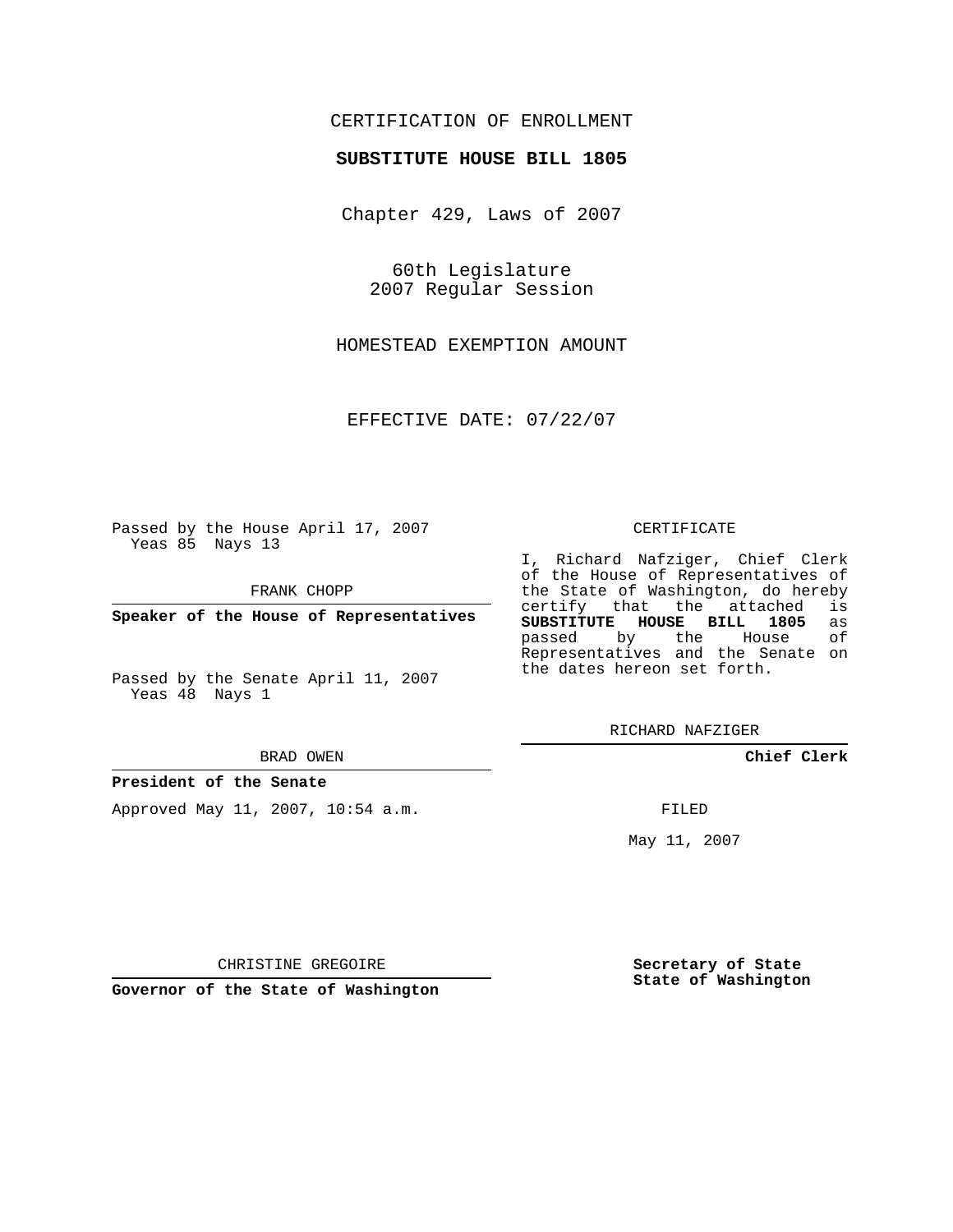CERTIFICATION OF ENROLLMENT

**SUBSTITUTE HOUSE BILL 1805**

Chapter 429, Laws of 2007

60th Legislature
2007 Regular Session

HOMESTEAD EXEMPTION AMOUNT

EFFECTIVE DATE: 07/22/07

Passed by the House April 17, 2007
Yeas 85 Nays 13

FRANK CHOPP

**Speaker of the House of Representatives**

Passed by the Senate April 11, 2007
Yeas 48 Nays 1

BRAD OWEN

**President of the Senate**

Approved May 11, 2007, 10:54 a.m.

CHRISTINE GREGOIRE

**Governor of the State of Washington**

CERTIFICATE

I, Richard Nafziger, Chief Clerk of the House of Representatives of the State of Washington, do hereby certify that the attached is **SUBSTITUTE HOUSE BILL 1805** as passed by the House of Representatives and the Senate on the dates hereon set forth.

RICHARD NAFZIGER

**Chief Clerk**

FILED

May 11, 2007

**Secretary of State**
**State of Washington**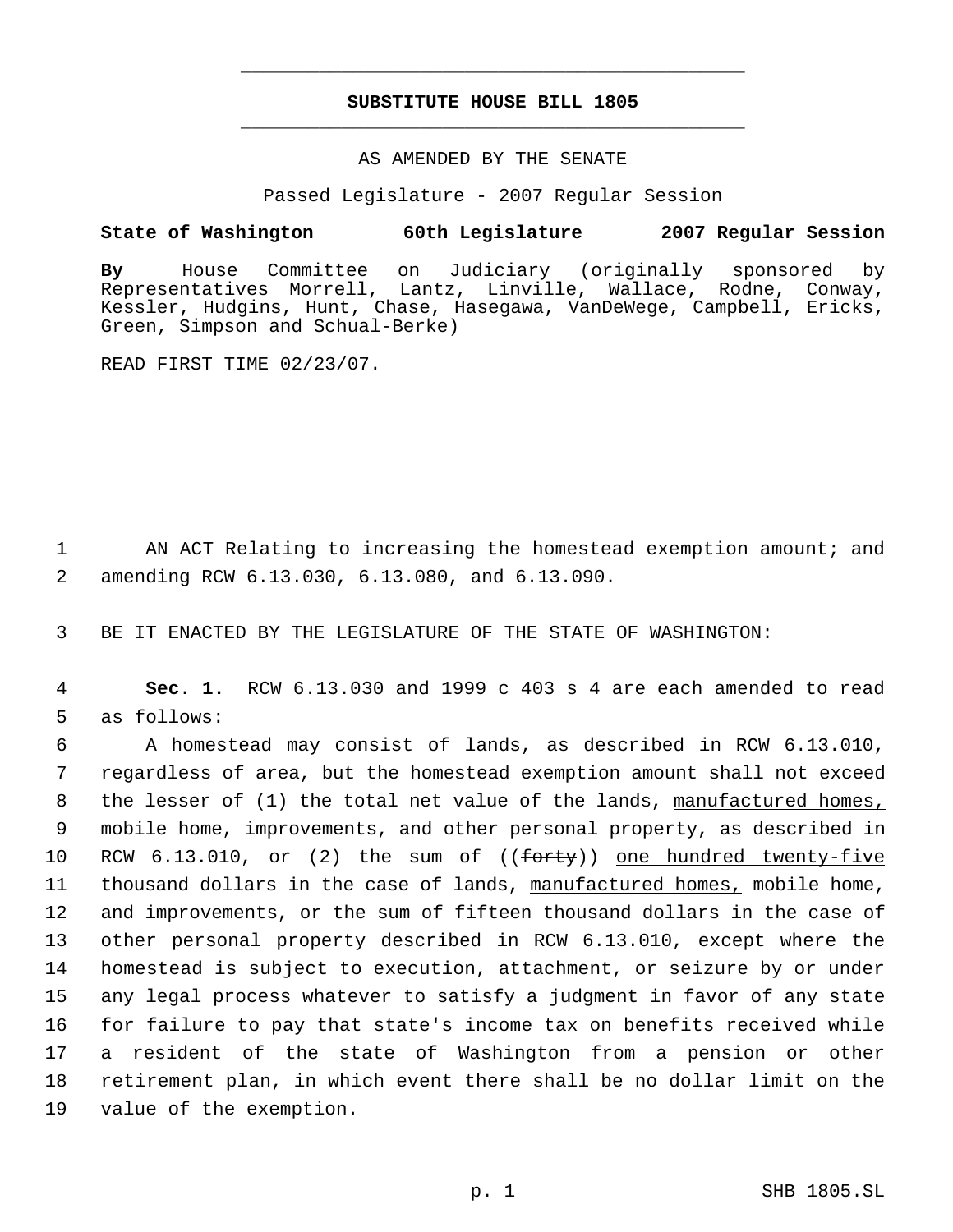# SUBSTITUTE HOUSE BILL 1805

AS AMENDED BY THE SENATE

Passed Legislature - 2007 Regular Session

**State of Washington 60th Legislature 2007 Regular Session**

**By** House Committee on Judiciary (originally sponsored by Representatives Morrell, Lantz, Linville, Wallace, Rodne, Conway, Kessler, Hudgins, Hunt, Chase, Hasegawa, VanDeWege, Campbell, Ericks, Green, Simpson and Schual-Berke)

READ FIRST TIME 02/23/07.

AN ACT Relating to increasing the homestead exemption amount; and amending RCW 6.13.030, 6.13.080, and 6.13.090.

BE IT ENACTED BY THE LEGISLATURE OF THE STATE OF WASHINGTON:

**Sec. 1.** RCW 6.13.030 and 1999 c 403 s 4 are each amended to read as follows:

A homestead may consist of lands, as described in RCW 6.13.010, regardless of area, but the homestead exemption amount shall not exceed the lesser of (1) the total net value of the lands, <u>manufactured homes,</u> mobile home, improvements, and other personal property, as described in RCW 6.13.010, or (2) the sum of ((~~forty~~)) <u>one hundred twenty-five</u> thousand dollars in the case of lands, <u>manufactured homes,</u> mobile home, and improvements, or the sum of fifteen thousand dollars in the case of other personal property described in RCW 6.13.010, except where the homestead is subject to execution, attachment, or seizure by or under any legal process whatever to satisfy a judgment in favor of any state for failure to pay that state's income tax on benefits received while a resident of the state of Washington from a pension or other retirement plan, in which event there shall be no dollar limit on the value of the exemption.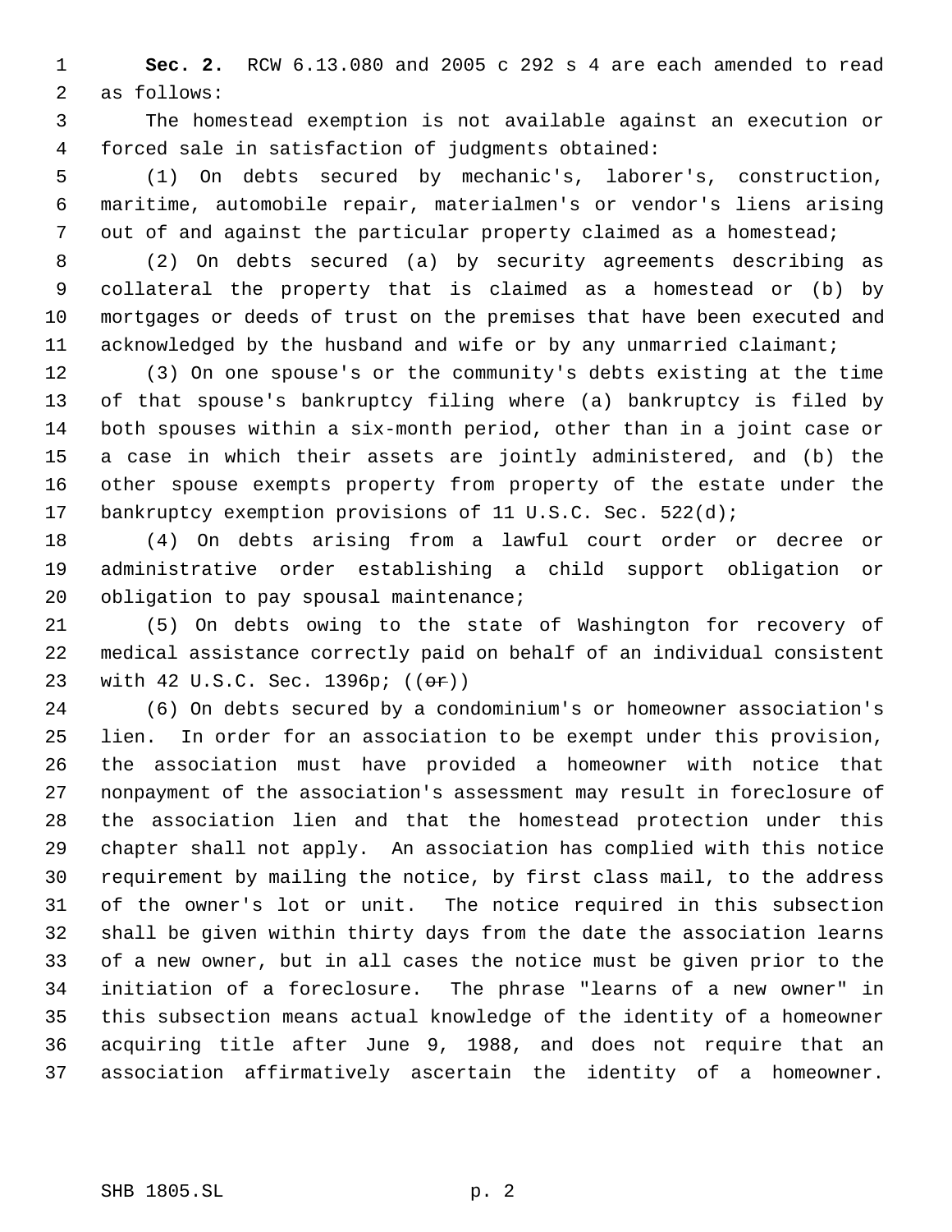**Sec. 2.** RCW 6.13.080 and 2005 c 292 s 4 are each amended to read as follows:

The homestead exemption is not available against an execution or forced sale in satisfaction of judgments obtained:

(1) On debts secured by mechanic's, laborer's, construction, maritime, automobile repair, materialmen's or vendor's liens arising out of and against the particular property claimed as a homestead;

(2) On debts secured (a) by security agreements describing as collateral the property that is claimed as a homestead or (b) by mortgages or deeds of trust on the premises that have been executed and acknowledged by the husband and wife or by any unmarried claimant;

(3) On one spouse's or the community's debts existing at the time of that spouse's bankruptcy filing where (a) bankruptcy is filed by both spouses within a six-month period, other than in a joint case or a case in which their assets are jointly administered, and (b) the other spouse exempts property from property of the estate under the bankruptcy exemption provisions of 11 U.S.C. Sec. 522(d);

(4) On debts arising from a lawful court order or decree or administrative order establishing a child support obligation or obligation to pay spousal maintenance;

(5) On debts owing to the state of Washington for recovery of medical assistance correctly paid on behalf of an individual consistent with 42 U.S.C. Sec. 1396p; ((~~or~~))

(6) On debts secured by a condominium's or homeowner association's lien. In order for an association to be exempt under this provision, the association must have provided a homeowner with notice that nonpayment of the association's assessment may result in foreclosure of the association lien and that the homestead protection under this chapter shall not apply. An association has complied with this notice requirement by mailing the notice, by first class mail, to the address of the owner's lot or unit. The notice required in this subsection shall be given within thirty days from the date the association learns of a new owner, but in all cases the notice must be given prior to the initiation of a foreclosure. The phrase "learns of a new owner" in this subsection means actual knowledge of the identity of a homeowner acquiring title after June 9, 1988, and does not require that an association affirmatively ascertain the identity of a homeowner.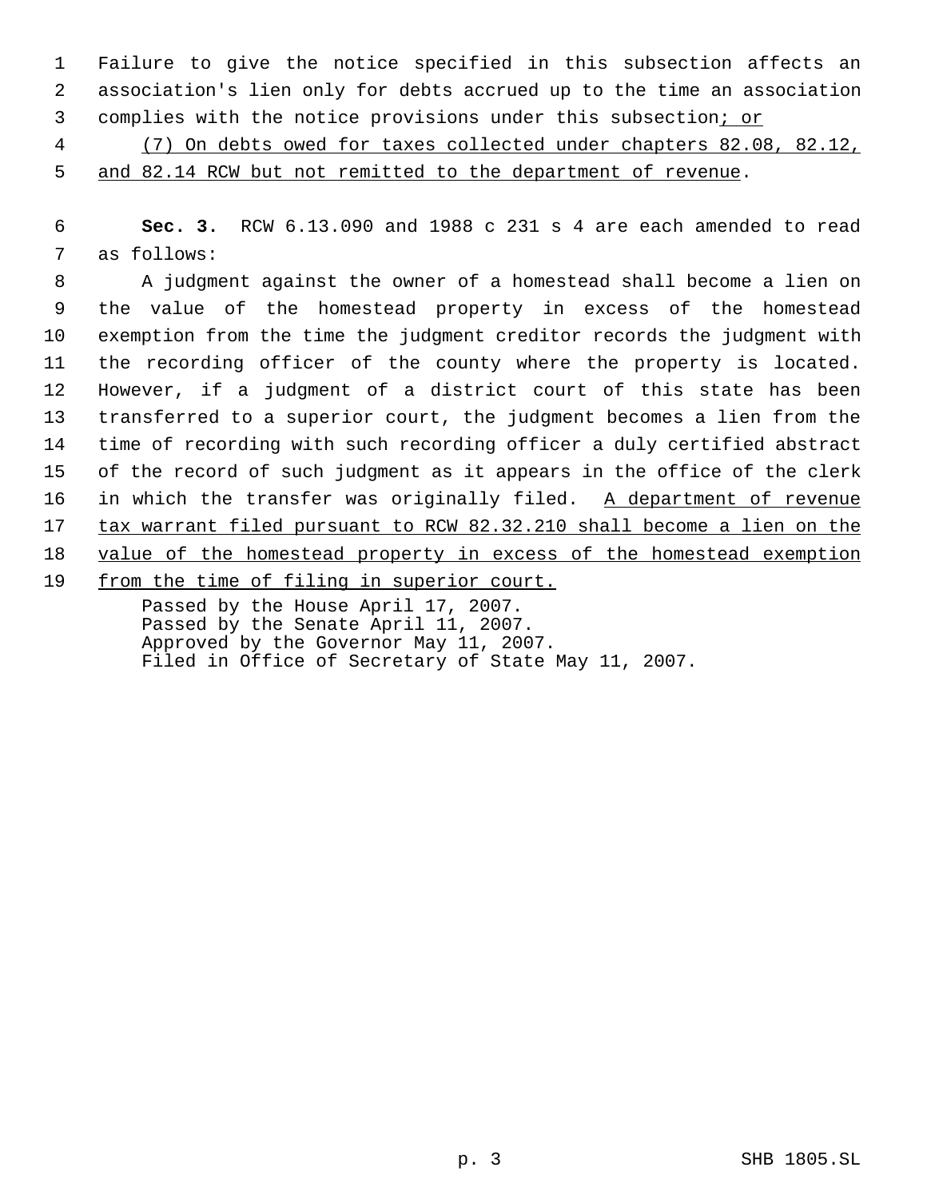Failure to give the notice specified in this subsection affects an association's lien only for debts accrued up to the time an association complies with the notice provisions under this subsection<u>; or</u>

<u>(7) On debts owed for taxes collected under chapters 82.08, 82.12, and 82.14 RCW but not remitted to the department of revenue</u>.

**Sec. 3.** RCW 6.13.090 and 1988 c 231 s 4 are each amended to read as follows:

A judgment against the owner of a homestead shall become a lien on the value of the homestead property in excess of the homestead exemption from the time the judgment creditor records the judgment with the recording officer of the county where the property is located. However, if a judgment of a district court of this state has been transferred to a superior court, the judgment becomes a lien from the time of recording with such recording officer a duly certified abstract of the record of such judgment as it appears in the office of the clerk in which the transfer was originally filed. <u>A department of revenue tax warrant filed pursuant to RCW 82.32.210 shall become a lien on the value of the homestead property in excess of the homestead exemption from the time of filing in superior court.</u>

Passed by the House April 17, 2007.
Passed by the Senate April 11, 2007.
Approved by the Governor May 11, 2007.
Filed in Office of Secretary of State May 11, 2007.